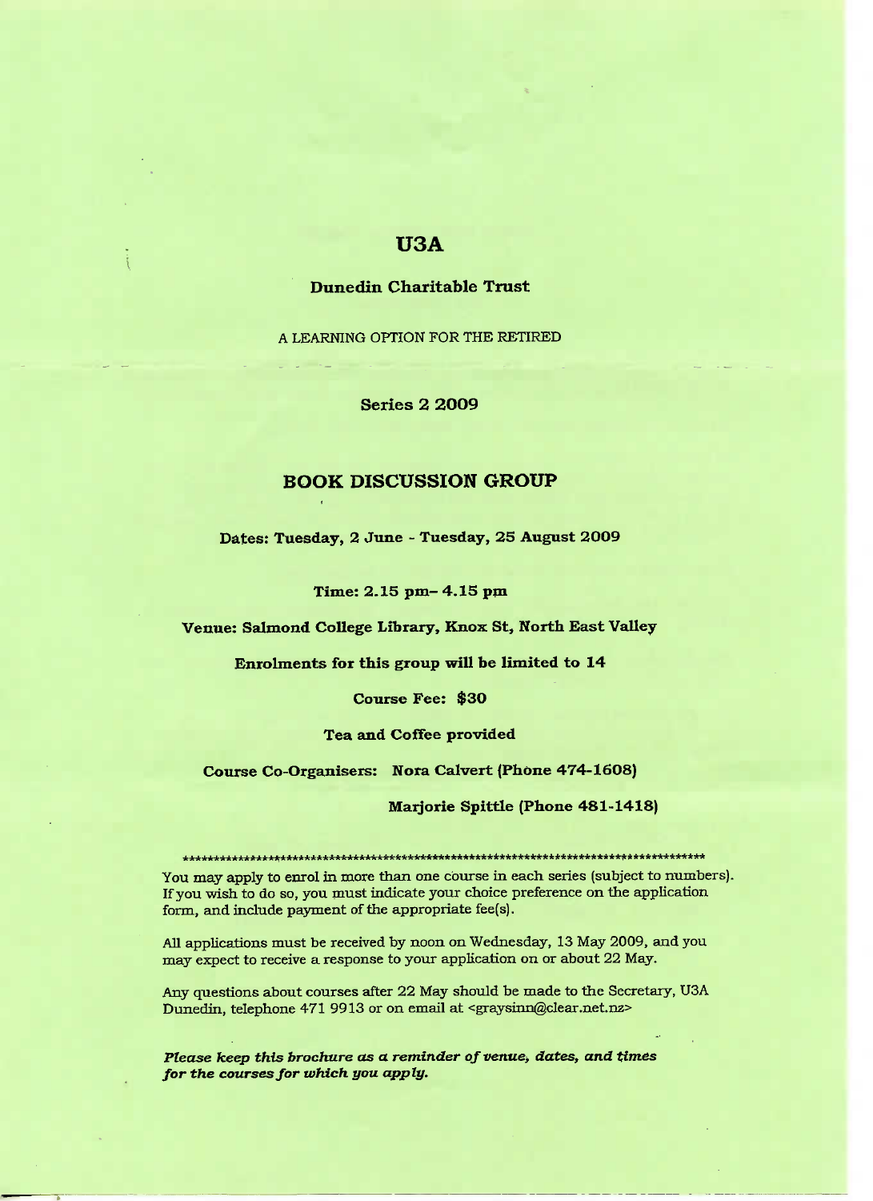# U3A

## Dunedin Charitable Trust

A LEARNING OPTION FOR THE RETIRED

**Series 2 2009**

## BOOK DISCUSSION GROUP

**Dates: Tuesday, 2 June - Tuesday, 25 August 2009**

**Time: 2.15 pm– 4.15 pm**

**Venue: Salmond College Library, Knox St, North East Valley**

**Enrolments for this group will be limited to 14**

**Course Fee: $30**

**Tea and Coffee provided**

**Course Co-Organisers: Nora Calvert (Phone 474-1608)**

**Marjorie Spittle (Phone 481-1418)**

*****************************************************************************************

You may apply to enrol in more than one course in each series (subject to numbers). If you wish to do so, you must indicate your choice preference on the application form, and include payment of the appropriate fee(s).

All applications must be received by noon on Wednesday, 13 May 2009, and you may expect to receive a response to your application on or about 22 May.

Any questions about courses after 22 May should be made to the Secretary, U3A Dunedin, telephone 471 9913 or on email at <graysinn@clear.net.nz>

***Please keep this brochure as a reminder of venue, dates, and times for the courses for which you apply.***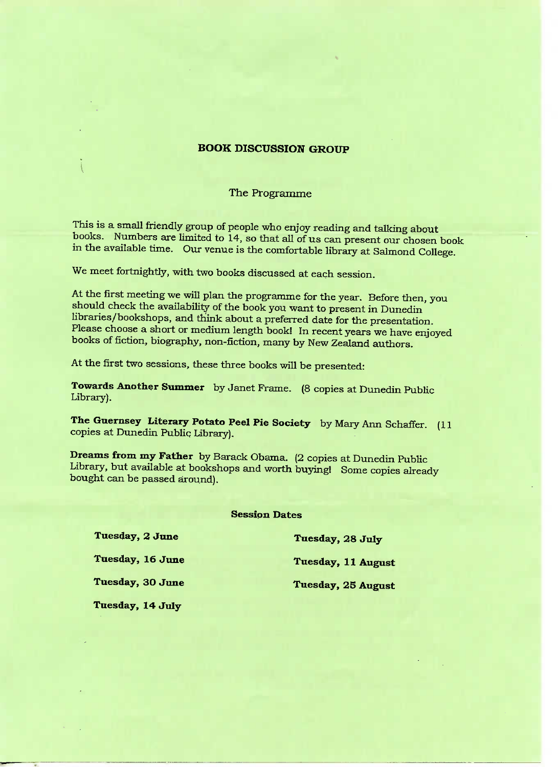## BOOK DISCUSSION GROUP

### The Programme

This is a small friendly group of people who enjoy reading and talking about books. Numbers are limited to 14, so that all of us can present our chosen book in the available time. Our venue is the comfortable library at Salmond College.

We meet fortnightly, with two books discussed at each session.

At the first meeting we will plan the programme for the year. Before then, you should check the availability of the book you want to present in Dunedin libraries/bookshops, and think about a preferred date for the presentation. Please choose a short or medium length book! In recent years we have enjoyed books of fiction, biography, non-fiction, many by New Zealand authors.

At the first two sessions, these three books will be presented:

**Towards Another Summer** by Janet Frame. (8 copies at Dunedin Public Library).

**The Guernsey Literary Potato Peel Pie Society** by Mary Ann Schaffer. (11 copies at Dunedin Public Library).

**Dreams from my Father** by Barack Obama. (2 copies at Dunedin Public Library, but available at bookshops and worth buying! Some copies already bought can be passed around).

**Session Dates**

**Tuesday, 2 June**

**Tuesday, 16 June**

**Tuesday, 30 June**

**Tuesday, 14 July**

**Tuesday, 28 July**

**Tuesday, 11 August**

**Tuesday, 25 August**